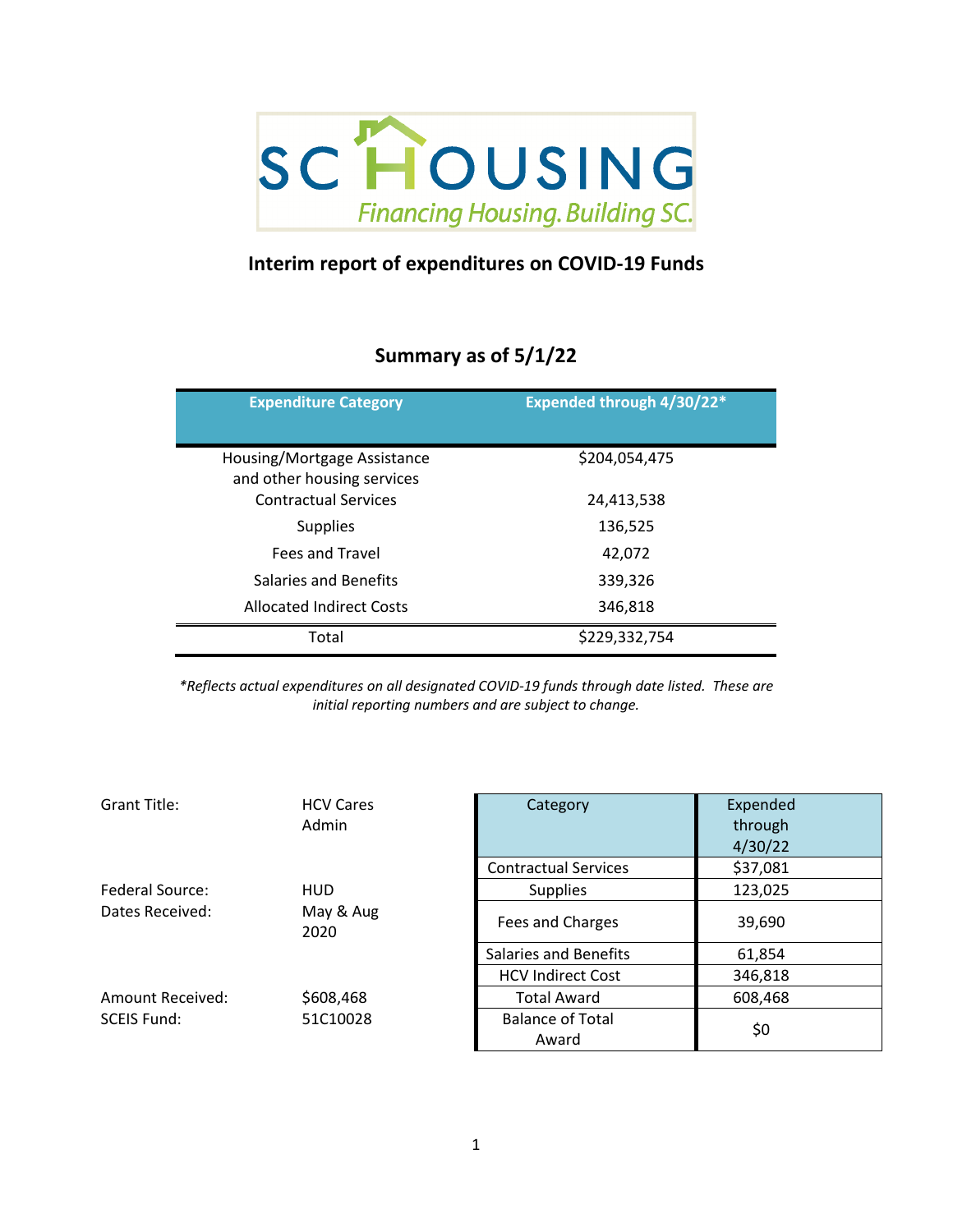SC HOUSING

*Financing Housing. Building SC.*

# Interim report of expenditures on COVID-19 Funds

## Summary as of 5/1/22

| Expenditure Category | Expended through 4/30/22* |
|---|---|
| Housing/Mortgage Assistance and other housing services | $204,054,475 |
| Contractual Services | 24,413,538 |
| Supplies | 136,525 |
| Fees and Travel | 42,072 |
| Salaries and Benefits | 339,326 |
| Allocated Indirect Costs | 346,818 |
| Total | $229,332,754 |

*\*Reflects actual expenditures on all designated COVID-19 funds through date listed. These are initial reporting numbers and are subject to change.*

Grant Title: HCV Cares Admin

Federal Source: HUD

Dates Received: May & Aug 2020

Amount Received: $608,468

SCEIS Fund: 51C10028

| Category | Expended through 4/30/22 |
|---|---|
| Contractual Services | $37,081 |
| Supplies | 123,025 |
| Fees and Charges | 39,690 |
| Salaries and Benefits | 61,854 |
| HCV Indirect Cost | 346,818 |
| Total Award | 608,468 |
| Balance of Total Award | $0 |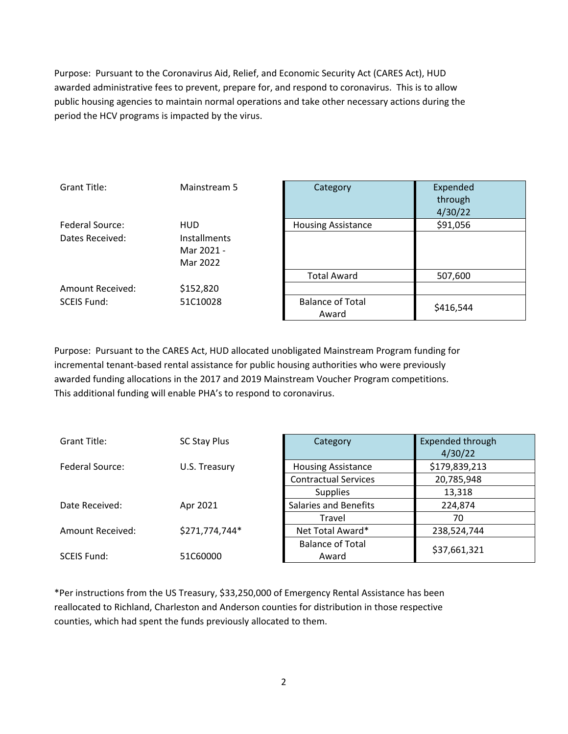Purpose: Pursuant to the Coronavirus Aid, Relief, and Economic Security Act (CARES Act), HUD awarded administrative fees to prevent, prepare for, and respond to coronavirus. This is to allow public housing agencies to maintain normal operations and take other necessary actions during the period the HCV programs is impacted by the virus.

| | |
|---|---|
| Grant Title: | Mainstream 5 |
| Federal Source: | HUD |
| Dates Received: | Installments Mar 2021 - Mar 2022 |
| Amount Received: | $152,820 |
| SCEIS Fund: | 51C10028 |

| Category | Expended through 4/30/22 |
|---|---|
| Housing Assistance | $91,056 |
| | |
| Total Award | 507,600 |
| | |
| Balance of Total Award | $416,544 |

Purpose: Pursuant to the CARES Act, HUD allocated unobligated Mainstream Program funding for incremental tenant-based rental assistance for public housing authorities who were previously awarded funding allocations in the 2017 and 2019 Mainstream Voucher Program competitions. This additional funding will enable PHA's to respond to coronavirus.

| | |
|---|---|
| Grant Title: | SC Stay Plus |
| Federal Source: | U.S. Treasury |
| Date Received: | Apr 2021 |
| Amount Received: | $271,774,744* |
| SCEIS Fund: | 51C60000 |

| Category | Expended through 4/30/22 |
|---|---|
| Housing Assistance | $179,839,213 |
| Contractual Services | 20,785,948 |
| Supplies | 13,318 |
| Salaries and Benefits | 224,874 |
| Travel | 70 |
| Net Total Award* | 238,524,744 |
| Balance of Total Award | $37,661,321 |

*Per instructions from the US Treasury, $33,250,000 of Emergency Rental Assistance has been reallocated to Richland, Charleston and Anderson counties for distribution in those respective counties, which had spent the funds previously allocated to them.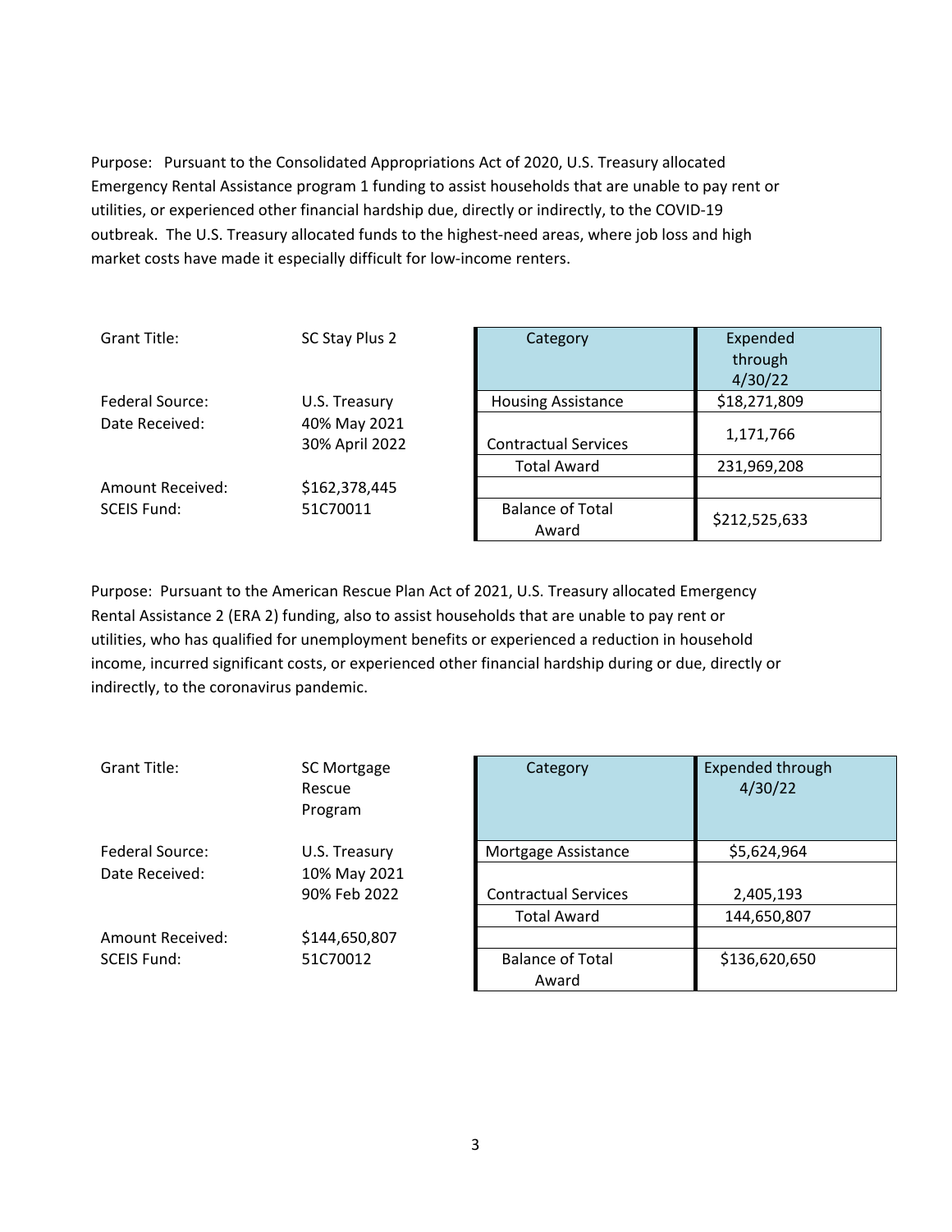Purpose: Pursuant to the Consolidated Appropriations Act of 2020, U.S. Treasury allocated Emergency Rental Assistance program 1 funding to assist households that are unable to pay rent or utilities, or experienced other financial hardship due, directly or indirectly, to the COVID-19 outbreak. The U.S. Treasury allocated funds to the highest-need areas, where job loss and high market costs have made it especially difficult for low-income renters.

| | |
|---|---|
| Grant Title: | SC Stay Plus 2 |
| Federal Source: | U.S. Treasury |
| Date Received: | 40% May 2021<br>30% April 2022 |
| Amount Received: | $162,378,445 |
| SCEIS Fund: | 51C70011 |

| Category | Expended through 4/30/22 |
|---|---|
| Housing Assistance | $18,271,809 |
| Contractual Services | 1,171,766 |
| Total Award | 231,969,208 |
| | |
| Balance of Total Award | $212,525,633 |

Purpose: Pursuant to the American Rescue Plan Act of 2021, U.S. Treasury allocated Emergency Rental Assistance 2 (ERA 2) funding, also to assist households that are unable to pay rent or utilities, who has qualified for unemployment benefits or experienced a reduction in household income, incurred significant costs, or experienced other financial hardship during or due, directly or indirectly, to the coronavirus pandemic.

| | |
|---|---|
| Grant Title: | SC Mortgage Rescue Program |
| Federal Source: | U.S. Treasury |
| Date Received: | 10% May 2021<br>90% Feb 2022 |
| Amount Received: | $144,650,807 |
| SCEIS Fund: | 51C70012 |

| Category | Expended through 4/30/22 |
|---|---|
| Mortgage Assistance | $5,624,964 |
| Contractual Services | 2,405,193 |
| Total Award | 144,650,807 |
| | |
| Balance of Total Award | $136,620,650 |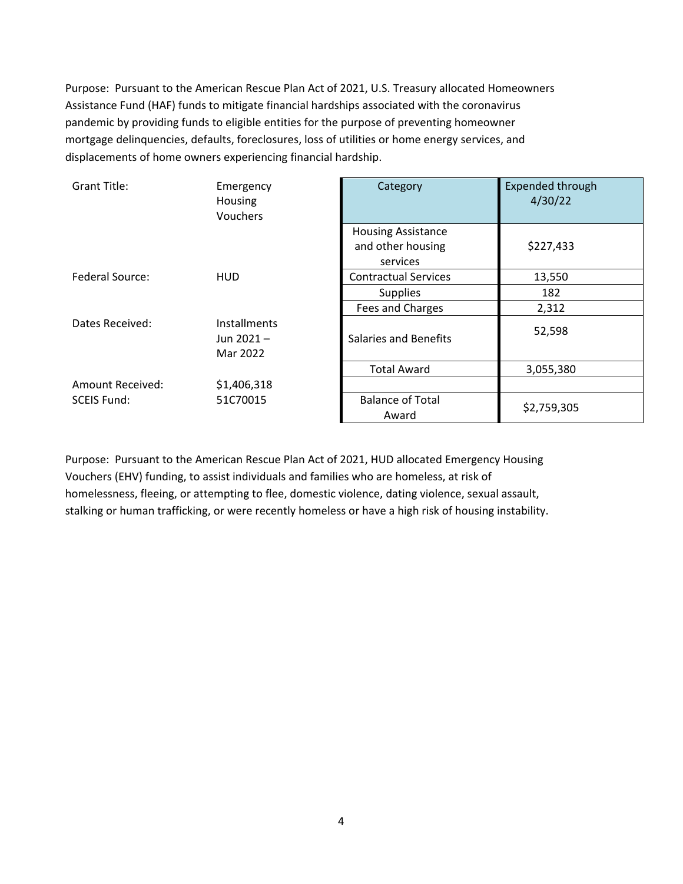Purpose: Pursuant to the American Rescue Plan Act of 2021, U.S. Treasury allocated Homeowners Assistance Fund (HAF) funds to mitigate financial hardships associated with the coronavirus pandemic by providing funds to eligible entities for the purpose of preventing homeowner mortgage delinquencies, defaults, foreclosures, loss of utilities or home energy services, and displacements of home owners experiencing financial hardship.

| | | Category | Expended through 4/30/22 |
|---|---|---|---|
| Grant Title: | Emergency Housing Vouchers | Housing Assistance and other housing services | $227,433 |
| Federal Source: | HUD | Contractual Services | 13,550 |
| | | Supplies | 182 |
| | | Fees and Charges | 2,312 |
| Dates Received: | Installments Jun 2021 – Mar 2022 | Salaries and Benefits | 52,598 |
| | | Total Award | 3,055,380 |
| Amount Received: | $1,406,318 | | |
| SCEIS Fund: | 51C70015 | Balance of Total Award | $2,759,305 |

Purpose: Pursuant to the American Rescue Plan Act of 2021, HUD allocated Emergency Housing Vouchers (EHV) funding, to assist individuals and families who are homeless, at risk of homelessness, fleeing, or attempting to flee, domestic violence, dating violence, sexual assault, stalking or human trafficking, or were recently homeless or have a high risk of housing instability.